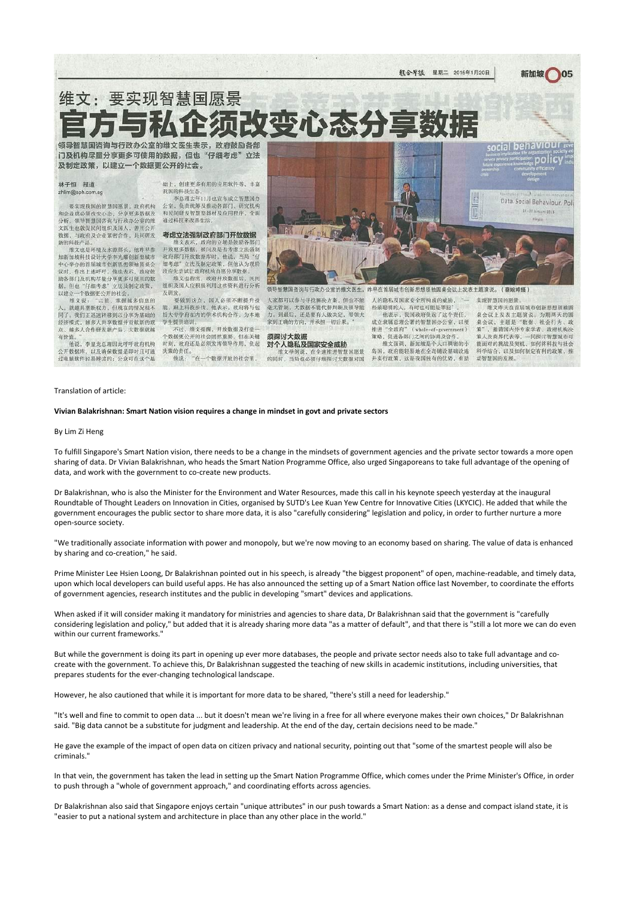# 维文：要实现智慧国愿景

# 官方与私企须改变心态分享数据

领导智慧国咨询与行政办公室的维文医生表示，政府鼓励各部门及机构尽量分享更多可使用的数据，但也"仔细考虑"立法及制定政策，以建立一个数据更开放的社会。

林于恒 报道
zhlim@sph.com.sg

要实现我国的智慧国愿景，政府机构和企业就必须改变心态，分享更多数据及分析。领导智慧国咨询与行政办公室的维文医生也敦促民间组织及国人，善用公开数据，与政府及企业紧密合作，共同研发新的科技产品。

维文也是环境及水源部长，他昨早参加新加坡科技设计大学李光耀创新型城市中心举办的首届城市创新思想领袖圆桌会议时，作出上述呼吁。他也表示，政府鼓励各部门及机构尽量分享更多可使用的数据，但也"仔细考虑"立法及制定政策，以建立一个数据更公开的社会。

维文说："以前，掌握越多信息的人，就越具垄断权力。但现在的情况很不同了，我们正迅速转移到以分享为基础的经济模式，越多人共享数据并贡献新的观点，越多人合作研发新产品，大数据就越有价值。"

他说，李显龙总理因此呼吁政府机构公开数据库，以及确保数据是即时且可通过电脑软件轻易阅读的；公众可在这个基础上，创建更多有用的应用软件等，丰富我国的科技生态。

李总理去年11月也宣布成立智慧国办公室，负责统筹及推动各部门、研究机构和民间研发智慧型器材及应用程序，全面通过科技来改善生活。

### 考虑立法强制政府部门开放数据

维文表示，政府的立场是鼓励各部门开放更多数据，被问及是否考虑立法强制政府部门开放数据库时，他说，当局"仔细考虑"立法及制定政策，但他认为现阶段应先尝试让政府机构自愿分享数据。

维文也指出，政府开放数据后，民间组织及国人应积极利用这些资料进行分析及研发。

要做到这点，国人必须不断提升技能，跟上科技步伐。他表示，政府将与包括大学学府在内的学术机构合作，为本地学生提供培训。

不过，维文提醒，开放数据及打造一个数据更公开的社会固然重要，但在关键时刻，政府还是必须发挥领导作用，负起决策的责任。

他说："在一个数据开放的社会里，大家都可以参与寻找解决方案，但也不能毫无管制。大数据不能代替判断和领导能力。到最后，还是要有人做决定，带领大家到正确的方向，并承担一切后果。"

### 须探讨大数据对个人隐私及国家安全威胁

维文举例说，在全速推进智慧国愿景的同时，当局也必须仔细探讨大数据对国人的隐私及国家安全所构成的威胁，"一些最聪明的人，有时也可能是罪犯"。

他表示，我国政府负起了这个责任，成立隶属总理公署的智慧国办公室，以便推进"全政府"（whole-of-government）策略，促进各部门之间的协调及合作。

维文强调，新加坡是个人口稠密的小岛国，政府能轻易地在全岛铺设基础设施并实行政策，这是我国独有的优势，有助实现智慧国的愿景。

维文昨天在首届城市创新思想领袖圆桌会议上发表主题演说。为期两天的圆桌会议，主题是"数据、社会行为、政策"，邀请国内外专家学者、政府机构代表人及商界代表等，一同探讨智慧城市可能面对的挑战及契机、如何将科技与社会科学结合，以及如何制定有利的政策，推动智慧国的发展。

领导智慧国咨询与行政办公室的维文医生，昨早在首届城市创新思想领袖圆桌会议上发表主题演说。（蔡婉婷摄）

Translation of article:

**Vivian Balakrishnan: Smart Nation vision requires a change in mindset in govt and private sectors**

By Lim Zi Heng

To fulfill Singapore's Smart Nation vision, there needs to be a change in the mindsets of government agencies and the private sector towards a more open sharing of data. Dr Vivian Balakrishnan, who heads the Smart Nation Programme Office, also urged Singaporeans to take full advantage of the opening of data, and work with the government to co-create new products.

Dr Balakrishnan, who is also the Minister for the Environment and Water Resources, made this call in his keynote speech yesterday at the inaugural Roundtable of Thought Leaders on Innovation in Cities, organised by SUTD's Lee Kuan Yew Centre for Innovative Cities (LKYCIC). He added that while the government encourages the public sector to share more data, it is also "carefully considering" legislation and policy, in order to further nurture a more open-source society.

"We traditionally associate information with power and monopoly, but we're now moving to an economy based on sharing. The value of data is enhanced by sharing and co-creation," he said.

Prime Minister Lee Hsien Loong, Dr Balakrishnan pointed out in his speech, is already "the biggest proponent" of open, machine-readable, and timely data, upon which local developers can build useful apps. He has also announced the setting up of a Smart Nation office last November, to coordinate the efforts of government agencies, research institutes and the public in developing "smart" devices and applications.

When asked if it will consider making it mandatory for ministries and agencies to share data, Dr Balakrishnan said that the government is "carefully considering legislation and policy," but added that it is already sharing more data "as a matter of default", and that there is "still a lot more we can do even within our current frameworks."

But while the government is doing its part in opening up ever more databases, the people and private sector needs also to take full advantage and co-create with the government. To achieve this, Dr Balakrishnan suggested the teaching of new skills in academic institutions, including universities, that prepares students for the ever-changing technological landscape.

However, he also cautioned that while it is important for more data to be shared, "there's still a need for leadership."

"It's well and fine to commit to open data ... but it doesn't mean we're living in a free for all where everyone makes their own choices," Dr Balakrishnan said. "Big data cannot be a substitute for judgment and leadership. At the end of the day, certain decisions need to be made."

He gave the example of the impact of open data on citizen privacy and national security, pointing out that "some of the smartest people will also be criminals."

In that vein, the government has taken the lead in setting up the Smart Nation Programme Office, which comes under the Prime Minister's Office, in order to push through a "whole of government approach," and coordinating efforts across agencies.

Dr Balakrishnan also said that Singapore enjoys certain "unique attributes" in our push towards a Smart Nation: as a dense and compact island state, it is "easier to put a national system and architecture in place than any other place in the world."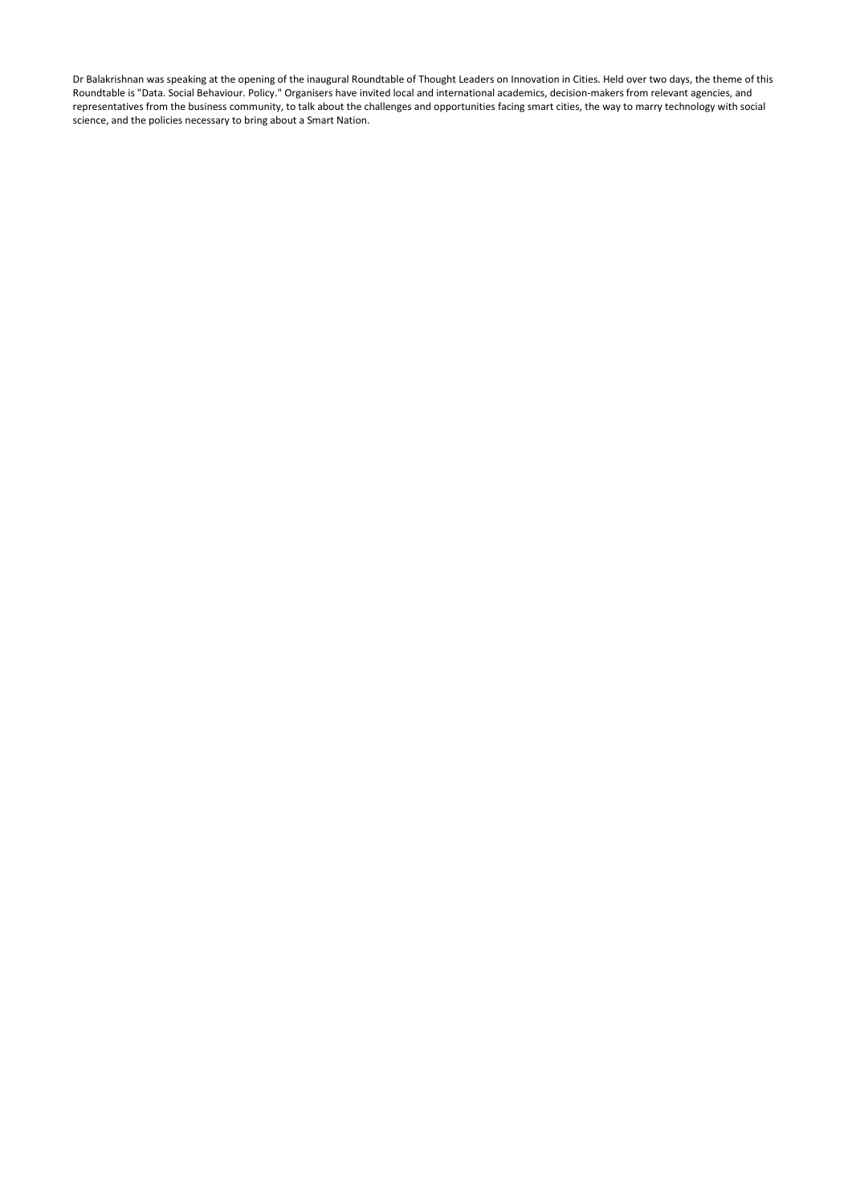Dr Balakrishnan was speaking at the opening of the inaugural Roundtable of Thought Leaders on Innovation in Cities. Held over two days, the theme of this Roundtable is "Data. Social Behaviour. Policy." Organisers have invited local and international academics, decision-makers from relevant agencies, and representatives from the business community, to talk about the challenges and opportunities facing smart cities, the way to marry technology with social science, and the policies necessary to bring about a Smart Nation.